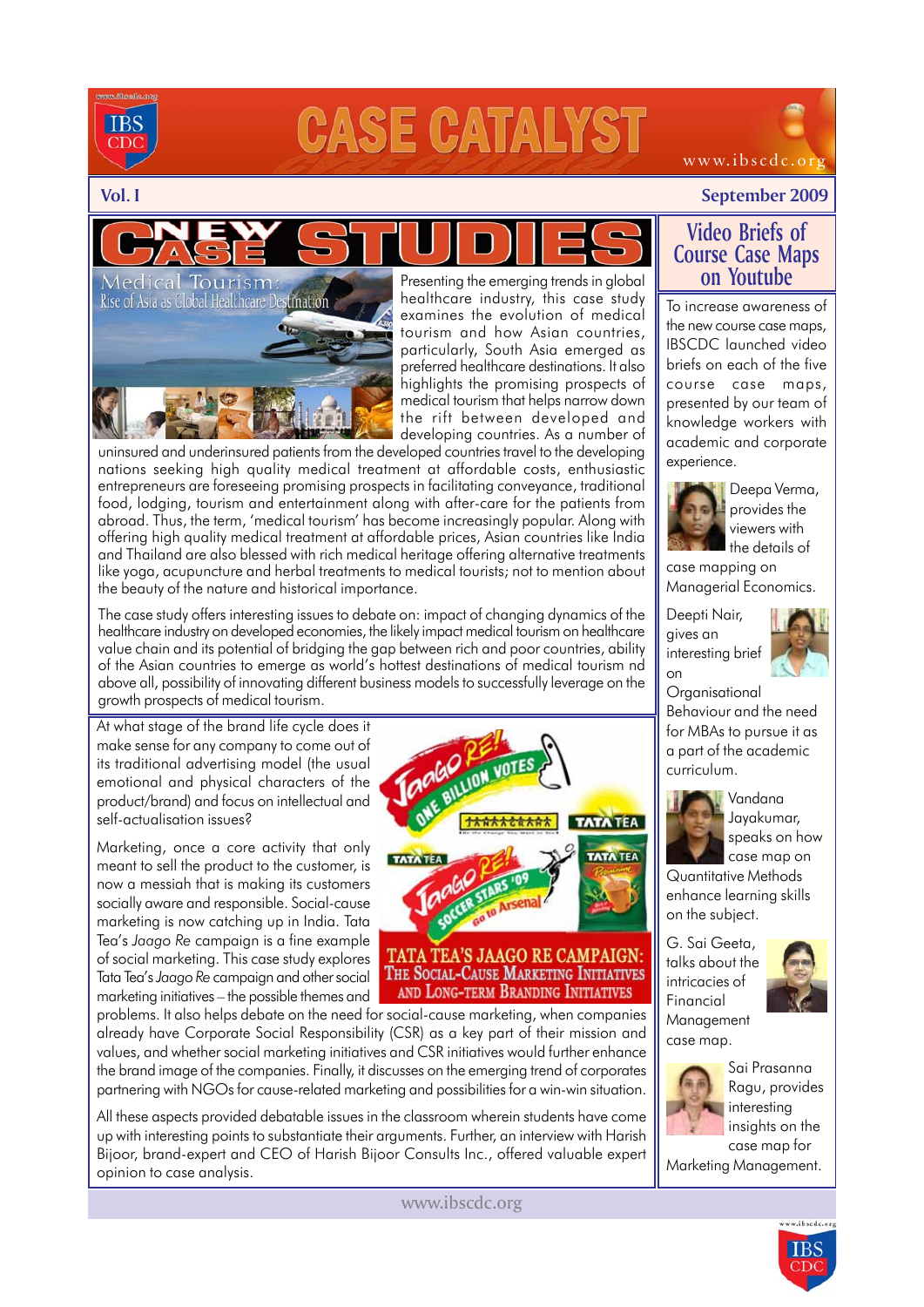# CASE CATALYST

www.ibscdc.org

**Vol. I** | **September 2009**

## NEW CASE STUDIES

### Medical Tourism: Rise of Asia as Global Healthcare Destination

Presenting the emerging trends in global healthcare industry, this case study examines the evolution of medical tourism and how Asian countries, particularly, South Asia emerged as preferred healthcare destinations. It also highlights the promising prospects of medical tourism that helps narrow down the rift between developed and developing countries. As a number of uninsured and underinsured patients from the developed countries travel to the developing nations seeking high quality medical treatment at affordable costs, enthusiastic entrepreneurs are foreseeing promising prospects in facilitating conveyance, traditional food, lodging, tourism and entertainment along with after-care for the patients from abroad. Thus, the term, 'medical tourism' has become increasingly popular. Along with offering high quality medical treatment at affordable prices, Asian countries like India and Thailand are also blessed with rich medical heritage offering alternative treatments like yoga, acupuncture and herbal treatments to medical tourists; not to mention about the beauty of the nature and historical importance.

The case study offers interesting issues to debate on: impact of changing dynamics of the healthcare industry on developed economies, the likely impact medical tourism on healthcare value chain and its potential of bridging the gap between rich and poor countries, ability of the Asian countries to emerge as world's hottest destinations of medical tourism nd above all, possibility of innovating different business models to successfully leverage on the growth prospects of medical tourism.

### TATA TEA'S JAAGO RE CAMPAIGN: The Social-Cause Marketing Initiatives and Long-Term Branding Initiatives

At what stage of the brand life cycle does it make sense for any company to come out of its traditional advertising model (the usual emotional and physical characters of the product/brand) and focus on intellectual and self-actualisation issues?

Marketing, once a core activity that only meant to sell the product to the customer, is now a messiah that is making its customers socially aware and responsible. Social-cause marketing is now catching up in India. Tata Tea's *Jaago Re* campaign is a fine example of social marketing. This case study explores Tata Tea's *Jaago Re* campaign and other social marketing initiatives – the possible themes and problems. It also helps debate on the need for social-cause marketing, when companies already have Corporate Social Responsibility (CSR) as a key part of their mission and values, and whether social marketing initiatives and CSR initiatives would further enhance the brand image of the companies. Finally, it discusses on the emerging trend of corporates partnering with NGOs for cause-related marketing and possibilities for a win-win situation.

All these aspects provided debatable issues in the classroom wherein students have come up with interesting points to substantiate their arguments. Further, an interview with Harish Bijoor, brand-expert and CEO of Harish Bijoor Consults Inc., offered valuable expert opinion to case analysis.

## Video Briefs of Course Case Maps on Youtube

To increase awareness of the new course case maps, IBSCDC launched video briefs on each of the five course case maps, presented by our team of knowledge workers with academic and corporate experience.

Deepa Verma, provides the viewers with the details of case mapping on Managerial Economics.

Deepti Nair, gives an interesting brief on Organisational Behaviour and the need for MBAs to pursue it as a part of the academic curriculum.

Vandana Jayakumar, speaks on how case map on Quantitative Methods enhance learning skills on the subject.

G. Sai Geeta, talks about the intricacies of Financial Management case map.

Sai Prasanna Ragu, provides interesting insights on the case map for Marketing Management.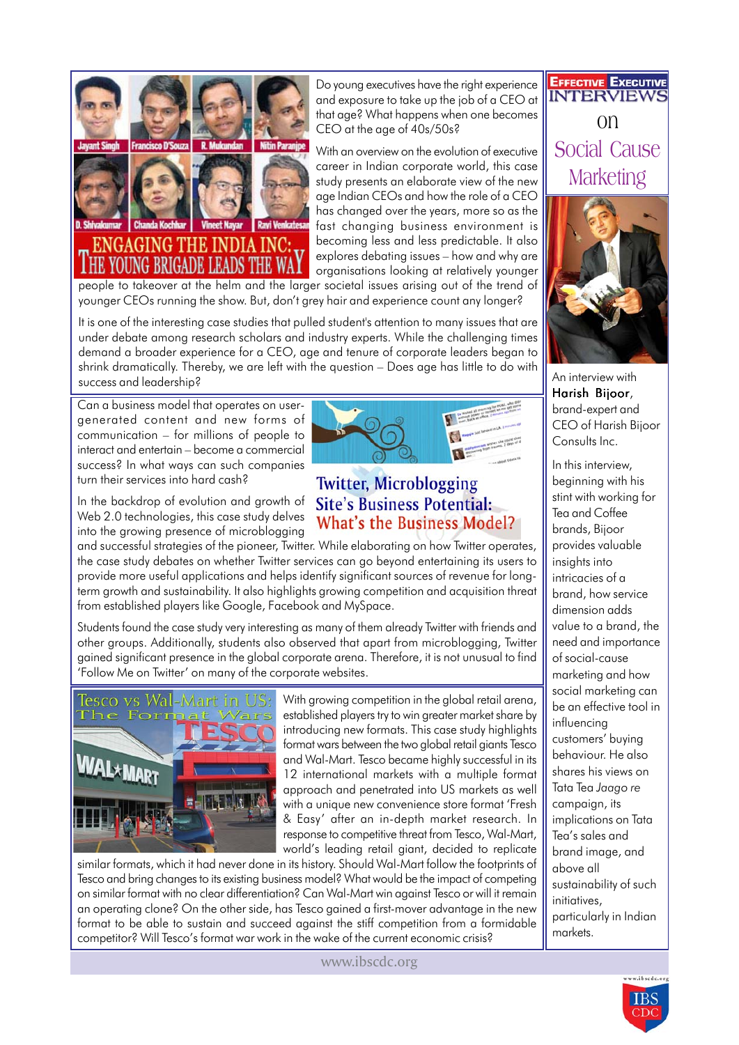## Engaging the India Inc: The Young Brigade Leads the Way

Jayant Singh | Francisco D'Souza | R. Mukundan | Nitin Paranjpe | D. Shivakumar | Chanda Kochhar | Vineet Nayar | Ravi Venkatesan

Do young executives have the right experience and exposure to take up the job of a CEO at that age? What happens when one becomes CEO at the age of 40s/50s?

With an overview on the evolution of executive career in Indian corporate world, this case study presents an elaborate view of the new age Indian CEOs and how the role of a CEO has changed over the years, more so as the fast changing business environment is becoming less and less predictable. It also explores debating issues – how and why are organisations looking at relatively younger people to takeover at the helm and the larger societal issues arising out of the trend of younger CEOs running the show. But, don't grey hair and experience count any longer?

It is one of the interesting case studies that pulled student's attention to many issues that are under debate among research scholars and industry experts. While the challenging times demand a broader experience for a CEO, age and tenure of corporate leaders began to shrink dramatically. Thereby, we are left with the question – Does age has little to do with success and leadership?

## Twitter, Microblogging Site's Business Potential: What's the Business Model?

Can a business model that operates on user-generated content and new forms of communication – for millions of people to interact and entertain – become a commercial success? In what ways can such companies turn their services into hard cash?

In the backdrop of evolution and growth of Web 2.0 technologies, this case study delves into the growing presence of microblogging and successful strategies of the pioneer, Twitter. While elaborating on how Twitter operates, the case study debates on whether Twitter services can go beyond entertaining its users to provide more useful applications and helps identify significant sources of revenue for long-term growth and sustainability. It also highlights growing competition and acquisition threat from established players like Google, Facebook and MySpace.

Students found the case study very interesting as many of them already Twitter with friends and other groups. Additionally, students also observed that apart from microblogging, Twitter gained significant presence in the global corporate arena. Therefore, it is not unusual to find 'Follow Me on Twitter' on many of the corporate websites.

## Tesco vs Wal-Mart in US: The Format Wars

With growing competition in the global retail arena, established players try to win greater market share by introducing new formats. This case study highlights format wars between the two global retail giants Tesco and Wal-Mart. Tesco became highly successful in its 12 international markets with a multiple format approach and penetrated into US markets as well with a unique new convenience store format 'Fresh & Easy' after an in-depth market research. In response to competitive threat from Tesco, Wal-Mart, world's leading retail giant, decided to replicate similar formats, which it had never done in its history. Should Wal-Mart follow the footprints of Tesco and bring changes to its existing business model? What would be the impact of competing on similar format with no clear differentiation? Can Wal-Mart win against Tesco or will it remain an operating clone? On the other side, has Tesco gained a first-mover advantage in the new format to be able to sustain and succeed against the stiff competition from a formidable competitor? Will Tesco's format war work in the wake of the current economic crisis?

## Effective Executive Interviews on Social Cause Marketing

An interview with **Harish Bijoor**, brand-expert and CEO of Harish Bijoor Consults Inc.

In this interview, beginning with his stint with working for Tea and Coffee brands, Bijoor provides valuable insights into intricacies of a brand, how service dimension adds value to a brand, the need and importance of social-cause marketing and how social marketing can be an effective tool in influencing customers' buying behaviour. He also shares his views on Tata Tea *Jaago re* campaign, its implications on Tata Tea's sales and brand image, and above all sustainability of such initiatives, particularly in Indian markets.

www.ibscdc.org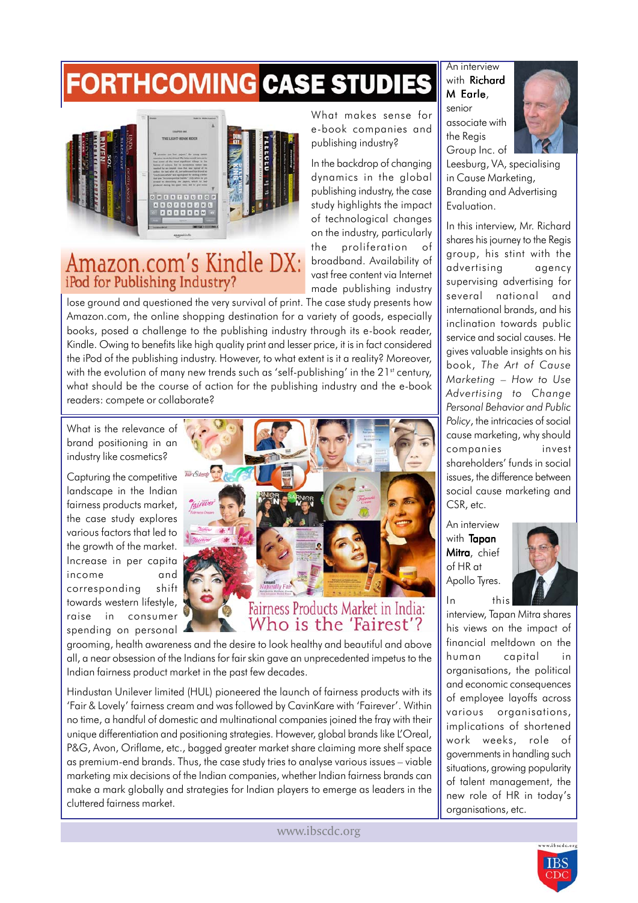# FORTHCOMING CASE STUDIES

## Amazon.com's Kindle DX: iPod for Publishing Industry?

What makes sense for e-book companies and publishing industry?

In the backdrop of changing dynamics in the global publishing industry, the case study highlights the impact of technological changes on the industry, particularly the proliferation of broadband. Availability of vast free content via Internet made publishing industry lose ground and questioned the very survival of print. The case study presents how Amazon.com, the online shopping destination for a variety of goods, especially books, posed a challenge to the publishing industry through its e-book reader, Kindle. Owing to benefits like high quality print and lesser price, it is in fact considered the iPod of the publishing industry. However, to what extent is it a reality? Moreover, with the evolution of many new trends such as 'self-publishing' in the 21st century, what should be the course of action for the publishing industry and the e-book readers: compete or collaborate?

## Fairness Products Market in India: Who is the 'Fairest'?

What is the relevance of brand positioning in an industry like cosmetics?

Capturing the competitive landscape in the Indian fairness products market, the case study explores various factors that led to the growth of the market. Increase in per capita income and corresponding shift towards western lifestyle, raise in consumer spending on personal grooming, health awareness and the desire to look healthy and beautiful and above all, a near obsession of the Indians for fair skin gave an unprecedented impetus to the Indian fairness product market in the past few decades.

Hindustan Unilever limited (HUL) pioneered the launch of fairness products with its 'Fair & Lovely' fairness cream and was followed by CavinKare with 'Fairever'. Within no time, a handful of domestic and multinational companies joined the fray with their unique differentiation and positioning strategies. However, global brands like L'Oreal, P&G, Avon, Oriflame, etc., bagged greater market share claiming more shelf space as premium-end brands. Thus, the case study tries to analyse various issues – viable marketing mix decisions of the Indian companies, whether Indian fairness brands can make a mark globally and strategies for Indian players to emerge as leaders in the cluttered fairness market.

An interview with **Richard M Earle**, senior associate with the Regis Group Inc. of Leesburg, VA, specialising in Cause Marketing, Branding and Advertising Evaluation.

In this interview, Mr. Richard shares his journey to the Regis group, his stint with the advertising agency supervising advertising for several national and international brands, and his inclination towards public service and social causes. He gives valuable insights on his book, *The Art of Cause Marketing – How to Use Advertising to Change Personal Behavior and Public Policy*, the intricacies of social cause marketing, why should companies invest shareholders' funds in social issues, the difference between social cause marketing and CSR, etc.

An interview with **Tapan Mitra**, chief of HR at Apollo Tyres.

In this interview, Tapan Mitra shares his views on the impact of financial meltdown on the human capital in organisations, the political and economic consequences of employee layoffs across various organisations, implications of shortened work weeks, role of governments in handling such situations, growing popularity of talent management, the new role of HR in today's organisations, etc.

www.ibscdc.org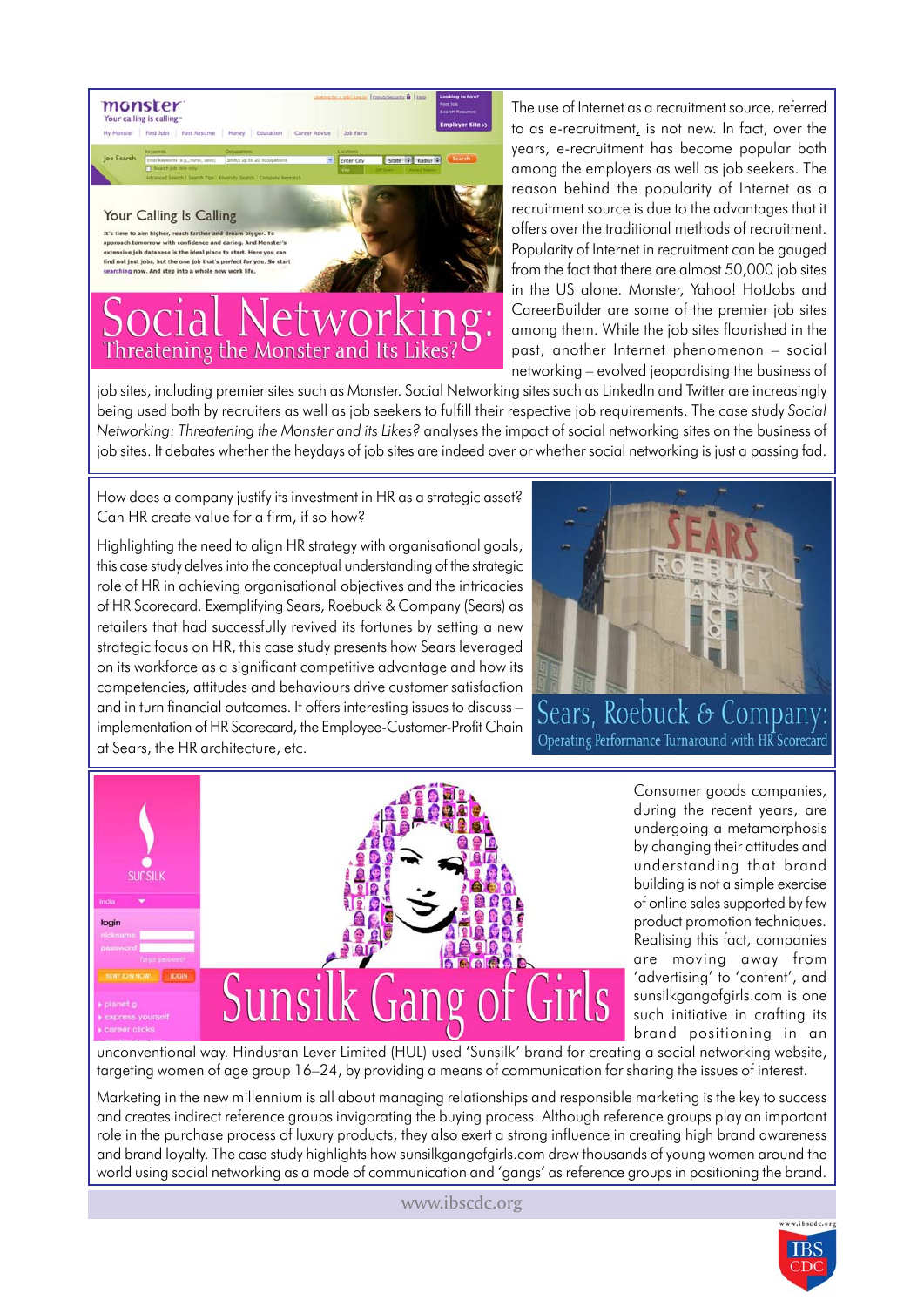## Social Networking: Threatening the Monster and Its Likes?

The use of Internet as a recruitment source, referred to as e-recruitment, is not new. In fact, over the years, e-recruitment has become popular both among the employers as well as job seekers. The reason behind the popularity of Internet as a recruitment source is due to the advantages that it offers over the traditional methods of recruitment. Popularity of Internet in recruitment can be gauged from the fact that there are almost 50,000 job sites in the US alone. Monster, Yahoo! HotJobs and CareerBuilder are some of the premier job sites among them. While the job sites flourished in the past, another Internet phenomenon – social networking – evolved jeopardising the business of job sites, including premier sites such as Monster. Social Networking sites such as LinkedIn and Twitter are increasingly being used both by recruiters as well as job seekers to fulfill their respective job requirements. The case study *Social Networking: Threatening the Monster and its Likes?* analyses the impact of social networking sites on the business of job sites. It debates whether the heydays of job sites are indeed over or whether social networking is just a passing fad.

## Sears, Roebuck & Company: Operating Performance Turnaround with HR Scorecard

How does a company justify its investment in HR as a strategic asset? Can HR create value for a firm, if so how?

Highlighting the need to align HR strategy with organisational goals, this case study delves into the conceptual understanding of the strategic role of HR in achieving organisational objectives and the intricacies of HR Scorecard. Exemplifying Sears, Roebuck & Company (Sears) as retailers that had successfully revived its fortunes by setting a new strategic focus on HR, this case study presents how Sears leveraged on its workforce as a significant competitive advantage and how its competencies, attitudes and behaviours drive customer satisfaction and in turn financial outcomes. It offers interesting issues to discuss – implementation of HR Scorecard, the Employee-Customer-Profit Chain at Sears, the HR architecture, etc.

## Sunsilk Gang of Girls

Consumer goods companies, during the recent years, are undergoing a metamorphosis by changing their attitudes and understanding that brand building is not a simple exercise of online sales supported by few product promotion techniques. Realising this fact, companies are moving away from 'advertising' to 'content', and sunsilkgangofgirls.com is one such initiative in crafting its brand positioning in an unconventional way. Hindustan Lever Limited (HUL) used 'Sunsilk' brand for creating a social networking website, targeting women of age group 16–24, by providing a means of communication for sharing the issues of interest.

Marketing in the new millennium is all about managing relationships and responsible marketing is the key to success and creates indirect reference groups invigorating the buying process. Although reference groups play an important role in the purchase process of luxury products, they also exert a strong influence in creating high brand awareness and brand loyalty. The case study highlights how sunsilkgangofgirls.com drew thousands of young women around the world using social networking as a mode of communication and 'gangs' as reference groups in positioning the brand.

www.ibscdc.org